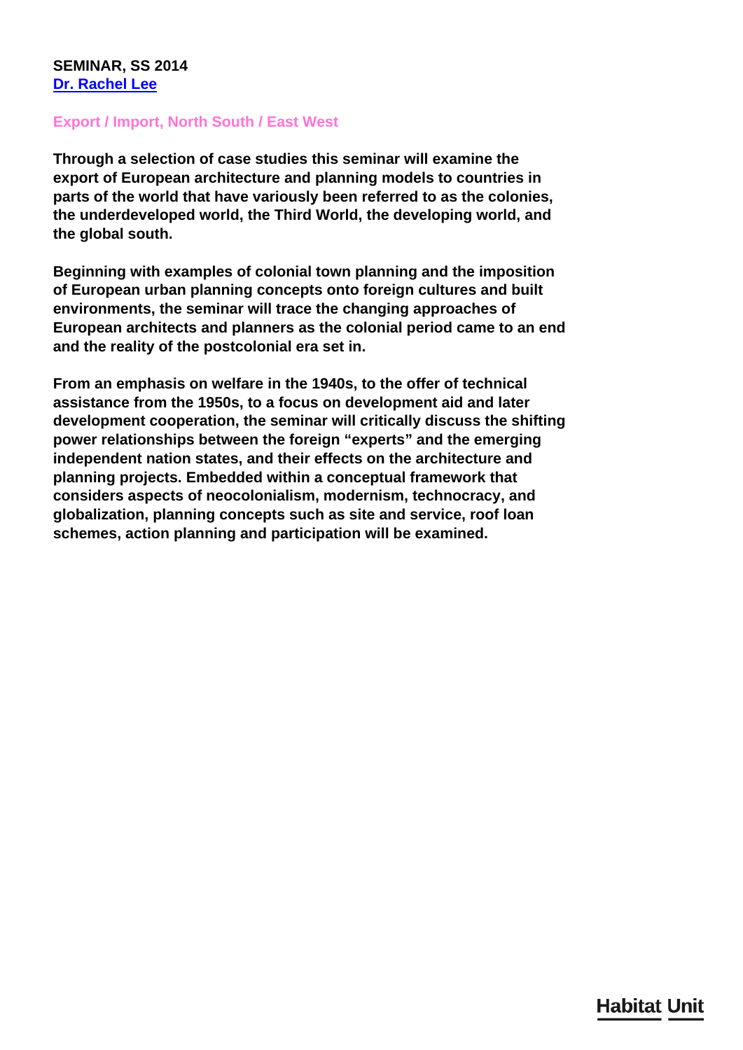**SEMINAR, SS 2014**
**[Dr. Rachel Lee]**

## Export / Import, North South / East West

**Through a selection of case studies this seminar will examine the export of European architecture and planning models to countries in parts of the world that have variously been referred to as the colonies, the underdeveloped world, the Third World, the developing world, and the global south.**

**Beginning with examples of colonial town planning and the imposition of European urban planning concepts onto foreign cultures and built environments, the seminar will trace the changing approaches of European architects and planners as the colonial period came to an end and the reality of the postcolonial era set in.**

**From an emphasis on welfare in the 1940s, to the offer of technical assistance from the 1950s, to a focus on development aid and later development cooperation, the seminar will critically discuss the shifting power relationships between the foreign "experts" and the emerging independent nation states, and their effects on the architecture and planning projects. Embedded within a conceptual framework that considers aspects of neocolonialism, modernism, technocracy, and globalization, planning concepts such as site and service, roof loan schemes, action planning and participation will be examined.**

**Habitat Unit**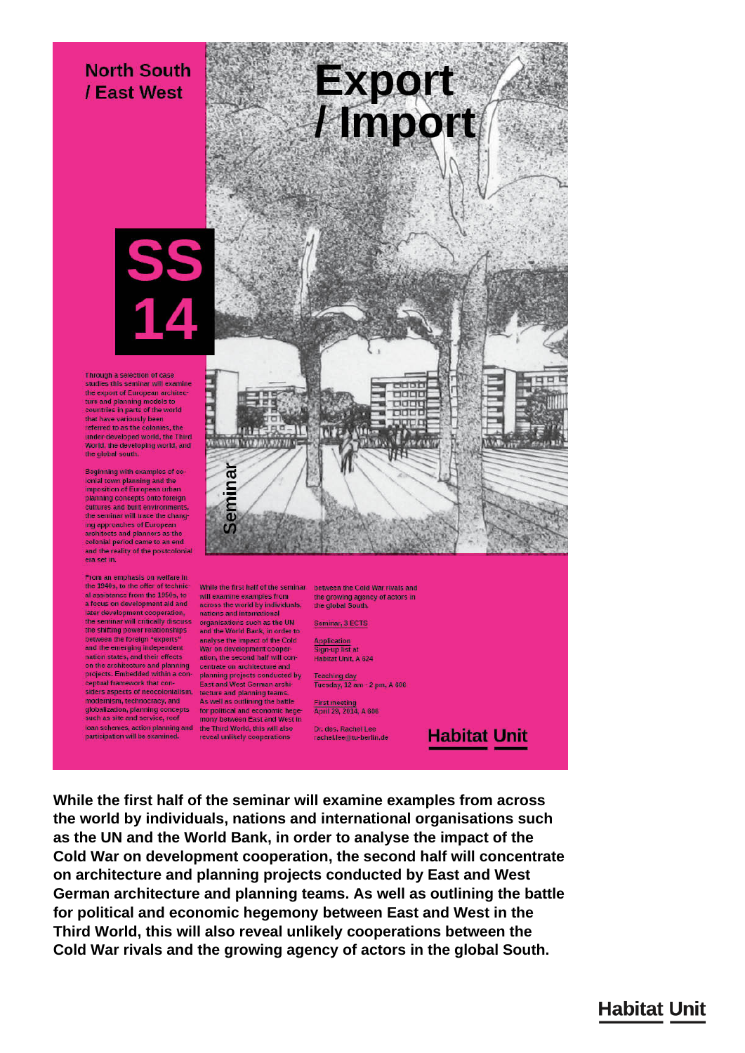North South
/ East West

# Export
# / Import

## SS 14

Seminar

Through a selection of case studies this seminar will examine the export of European architecture and planning models to countries in parts of the world that have variously been referred to as the colonies, the under-developed world, the Third World, the developing world, and the global south.

Beginning with examples of colonial town planning and the imposition of European urban planning concepts onto foreign cultures and built environments, the seminar will trace the changing approaches of European architects and planners as the colonial period came to an end and the reality of the postcolonial era set in.

From an emphasis on welfare in the 1940s, to the offer of technical assistance from the 1950s, to a focus on development aid and later development cooperation, the seminar will critically discuss the shifting power relationships between the foreign "experts" and the emerging independent nation states, and their effects on the architecture and planning projects. Embedded within a conceptual framework that considers aspects of neocolonialism, modernism, technocracy, and globalization, planning concepts such as site and service, roof loan schemes, action planning and participation will be examined.

While the first half of the seminar will examine examples from across the world by individuals, nations and international organisations such as the UN and the World Bank, in order to analyse the impact of the Cold War on development cooperation, the second half will concentrate on architecture and planning projects conducted by East and West German architecture and planning teams. As well as outlining the battle for political and economic hegemony between East and West in the Third World, this will also reveal unlikely cooperations between the Cold War rivals and the growing agency of actors in the global South.

Seminar, 3 ECTS

Application
Sign-up list at
Habitat Unit, A 624

Teaching day
Tuesday, 12 am - 2 pm, A 606

First meeting
April 29, 2014, A 606

Dr. des. Rachel Lee
rachel.lee@tu-berlin.de

Habitat Unit

**While the first half of the seminar will examine examples from across the world by individuals, nations and international organisations such as the UN and the World Bank, in order to analyse the impact of the Cold War on development cooperation, the second half will concentrate on architecture and planning projects conducted by East and West German architecture and planning teams. As well as outlining the battle for political and economic hegemony between East and West in the Third World, this will also reveal unlikely cooperations between the Cold War rivals and the growing agency of actors in the global South.**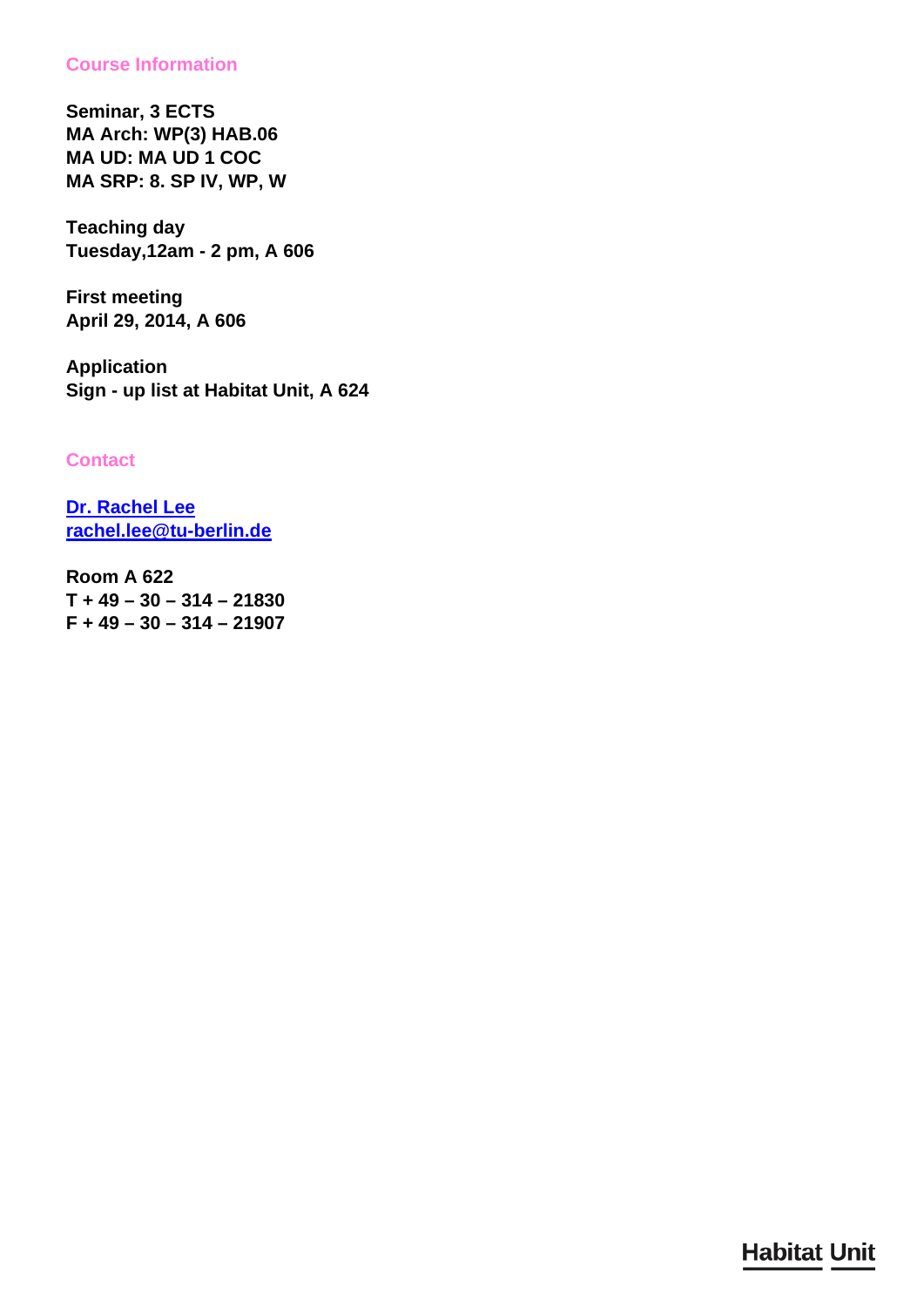## Course Information

**Seminar, 3 ECTS**
**MA Arch: WP(3) HAB.06**
**MA UD: MA UD 1 COC**
**MA SRP: 8. SP IV, WP, W**

**Teaching day**
**Tuesday,12am - 2 pm, A 606**

**First meeting**
**April 29, 2014, A 606**

**Application**
**Sign - up list at Habitat Unit, A 624**

## Contact

**Dr. Rachel Lee**
**rachel.lee@tu-berlin.de**

**Room A 622**
**T + 49 – 30 – 314 – 21830**
**F + 49 – 30 – 314 – 21907**

**Habitat Unit**